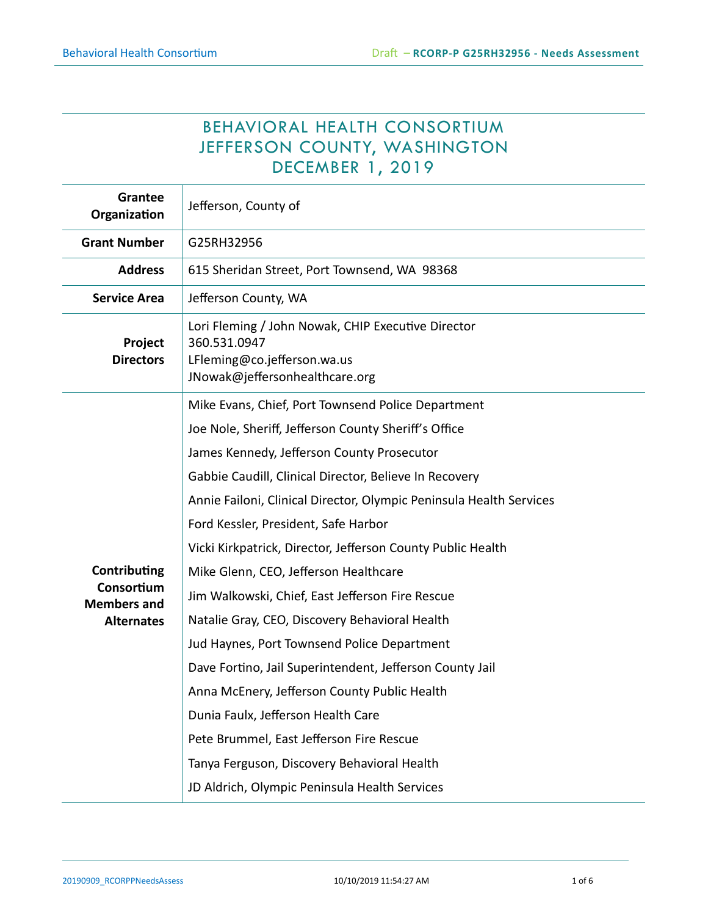# BEHAVIORAL HEALTH CONSORTIUM
# JEFFERSON COUNTY, WASHINGTON
# DECEMBER 1, 2019

| | |
|---|---|
| **Grantee Organization** | Jefferson, County of |
| **Grant Number** | G25RH32956 |
| **Address** | 615 Sheridan Street, Port Townsend, WA 98368 |
| **Service Area** | Jefferson County, WA |
| **Project Directors** | Lori Fleming / John Nowak, CHIP Executive Director<br>360.531.0947<br>LFleming@co.jefferson.wa.us<br>JNowak@jeffersonhealthcare.org |
| **Contributing Consortium Members and Alternates** | Mike Evans, Chief, Port Townsend Police Department<br>Joe Nole, Sheriff, Jefferson County Sheriff's Office<br>James Kennedy, Jefferson County Prosecutor<br>Gabbie Caudill, Clinical Director, Believe In Recovery<br>Annie Failoni, Clinical Director, Olympic Peninsula Health Services<br>Ford Kessler, President, Safe Harbor<br>Vicki Kirkpatrick, Director, Jefferson County Public Health<br>Mike Glenn, CEO, Jefferson Healthcare<br>Jim Walkowski, Chief, East Jefferson Fire Rescue<br>Natalie Gray, CEO, Discovery Behavioral Health<br>Jud Haynes, Port Townsend Police Department<br>Dave Fortino, Jail Superintendent, Jefferson County Jail<br>Anna McEnery, Jefferson County Public Health<br>Dunia Faulx, Jefferson Health Care<br>Pete Brummel, East Jefferson Fire Rescue<br>Tanya Ferguson, Discovery Behavioral Health<br>JD Aldrich, Olympic Peninsula Health Services |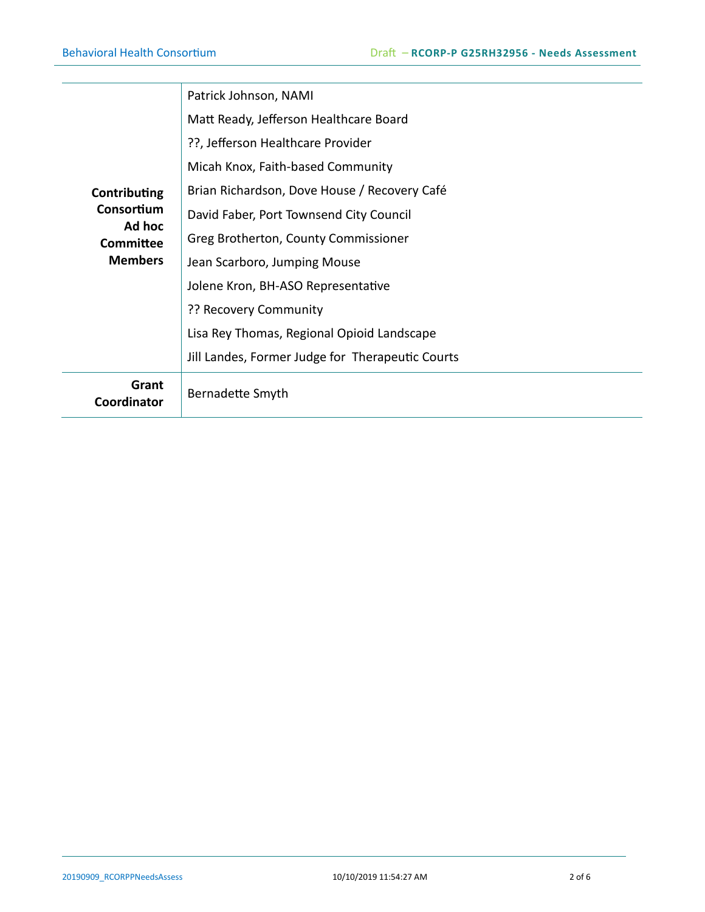| | |
|---|---|
| **Contributing Consortium Ad hoc Committee Members** | Patrick Johnson, NAMI<br>Matt Ready, Jefferson Healthcare Board<br>??, Jefferson Healthcare Provider<br>Micah Knox, Faith-based Community<br>Brian Richardson, Dove House / Recovery Café<br>David Faber, Port Townsend City Council<br>Greg Brotherton, County Commissioner<br>Jean Scarboro, Jumping Mouse<br>Jolene Kron, BH-ASO Representative<br>?? Recovery Community<br>Lisa Rey Thomas, Regional Opioid Landscape<br>Jill Landes, Former Judge for Therapeutic Courts |
| **Grant Coordinator** | Bernadette Smyth |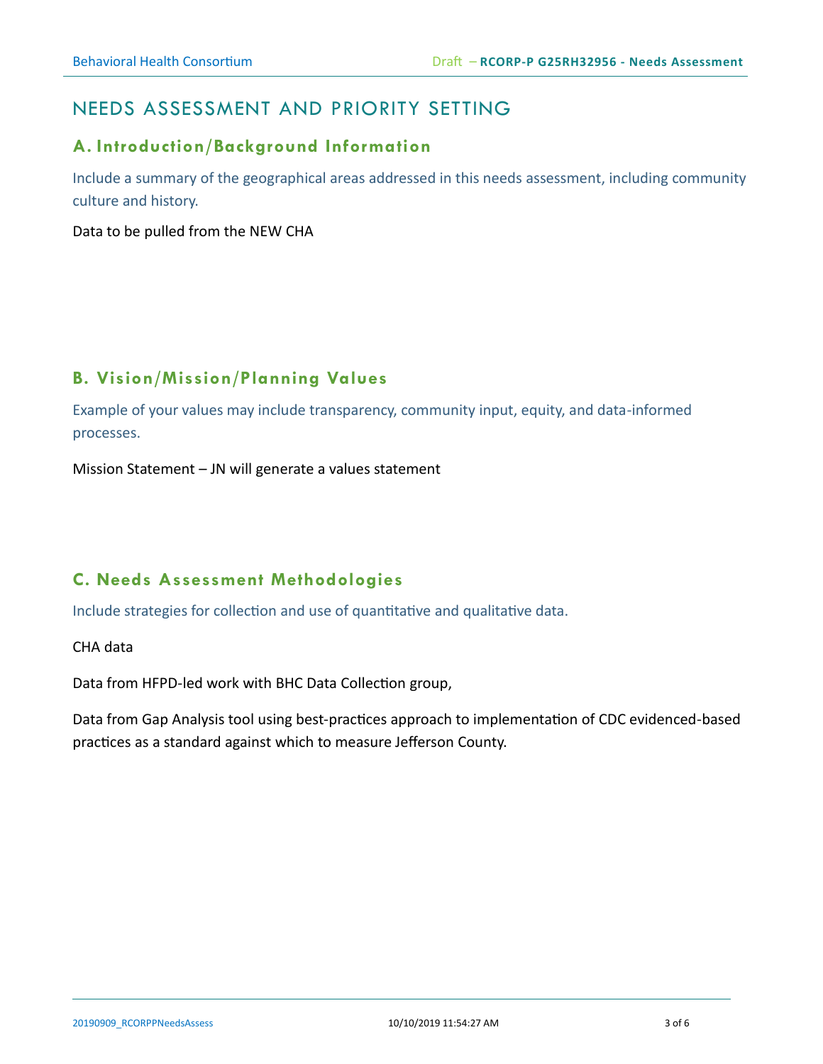# NEEDS ASSESSMENT AND PRIORITY SETTING

## A. Introduction/Background Information

Include a summary of the geographical areas addressed in this needs assessment, including community culture and history.

Data to be pulled from the NEW CHA

## B. Vision/Mission/Planning Values

Example of your values may include transparency, community input, equity, and data-informed processes.

Mission Statement – JN will generate a values statement

## C. Needs Assessment Methodologies

Include strategies for collection and use of quantitative and qualitative data.

CHA data

Data from HFPD-led work with BHC Data Collection group,

Data from Gap Analysis tool using best-practices approach to implementation of CDC evidenced-based practices as a standard against which to measure Jefferson County.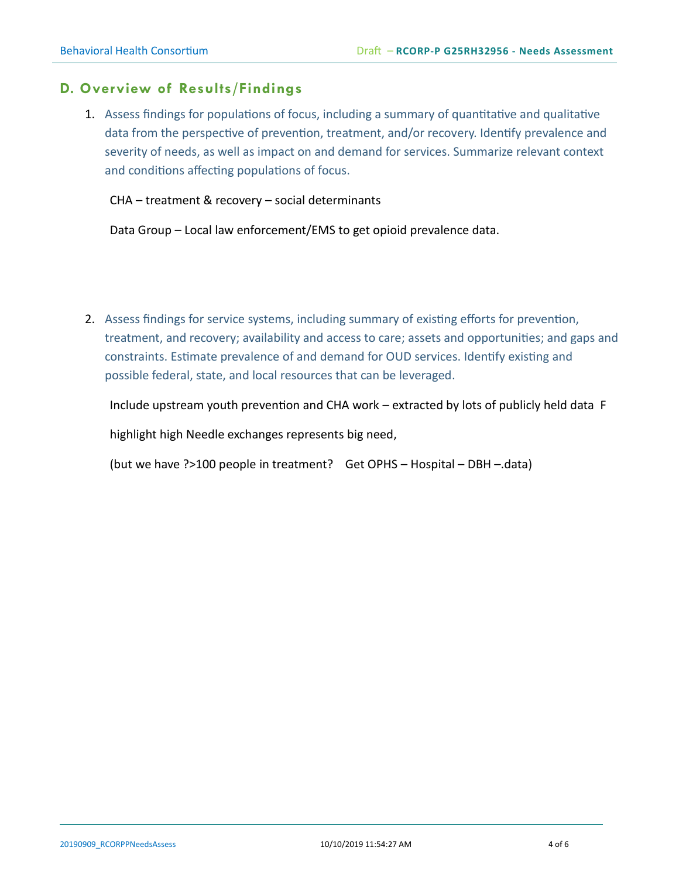## D. Overview of Results/Findings

1. Assess findings for populations of focus, including a summary of quantitative and qualitative data from the perspective of prevention, treatment, and/or recovery. Identify prevalence and severity of needs, as well as impact on and demand for services. Summarize relevant context and conditions affecting populations of focus.

   CHA – treatment & recovery – social determinants

   Data Group – Local law enforcement/EMS to get opioid prevalence data.

2. Assess findings for service systems, including summary of existing efforts for prevention, treatment, and recovery; availability and access to care; assets and opportunities; and gaps and constraints. Estimate prevalence of and demand for OUD services. Identify existing and possible federal, state, and local resources that can be leveraged.

   Include upstream youth prevention and CHA work – extracted by lots of publicly held data F

   highlight high Needle exchanges represents big need,

   (but we have ?>100 people in treatment? Get OPHS – Hospital – DBH –.data)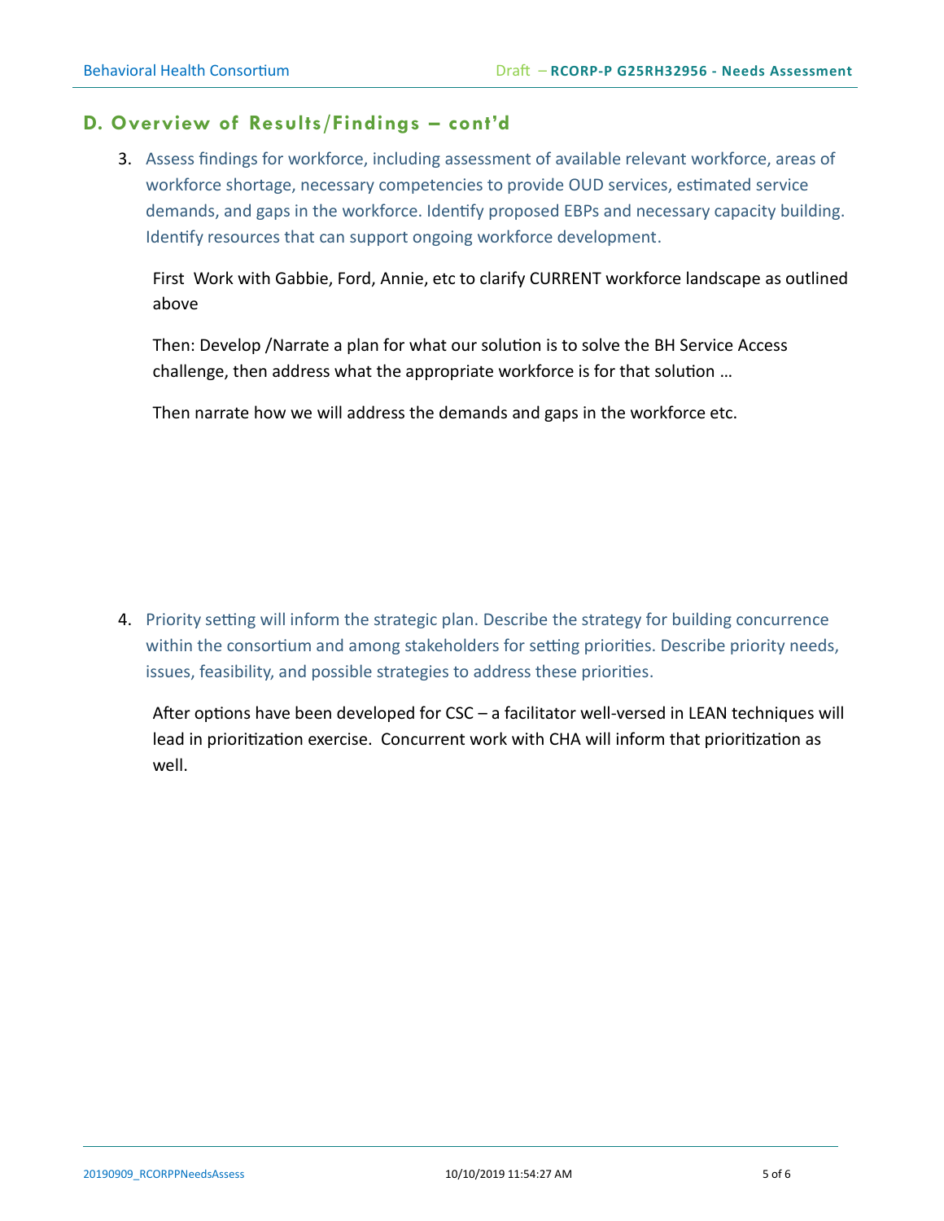## D. Overview of Results/Findings – cont'd

3. Assess findings for workforce, including assessment of available relevant workforce, areas of workforce shortage, necessary competencies to provide OUD services, estimated service demands, and gaps in the workforce. Identify proposed EBPs and necessary capacity building. Identify resources that can support ongoing workforce development.

   First  Work with Gabbie, Ford, Annie, etc to clarify CURRENT workforce landscape as outlined above

   Then: Develop /Narrate a plan for what our solution is to solve the BH Service Access challenge, then address what the appropriate workforce is for that solution …

   Then narrate how we will address the demands and gaps in the workforce etc.

4. Priority setting will inform the strategic plan. Describe the strategy for building concurrence within the consortium and among stakeholders for setting priorities. Describe priority needs, issues, feasibility, and possible strategies to address these priorities.

   After options have been developed for CSC – a facilitator well-versed in LEAN techniques will lead in prioritization exercise.  Concurrent work with CHA will inform that prioritization as well.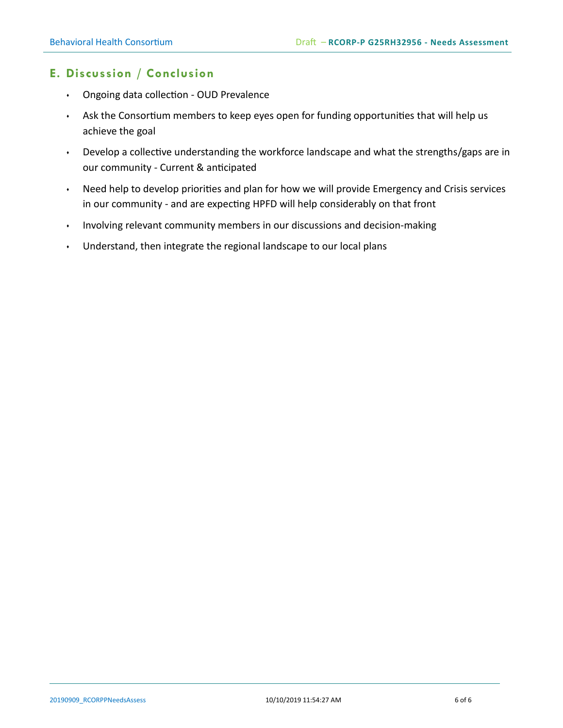## E. Discussion / Conclusion

- Ongoing data collection - OUD Prevalence
- Ask the Consortium members to keep eyes open for funding opportunities that will help us achieve the goal
- Develop a collective understanding the workforce landscape and what the strengths/gaps are in our community - Current & anticipated
- Need help to develop priorities and plan for how we will provide Emergency and Crisis services in our community - and are expecting HPFD will help considerably on that front
- Involving relevant community members in our discussions and decision-making
- Understand, then integrate the regional landscape to our local plans